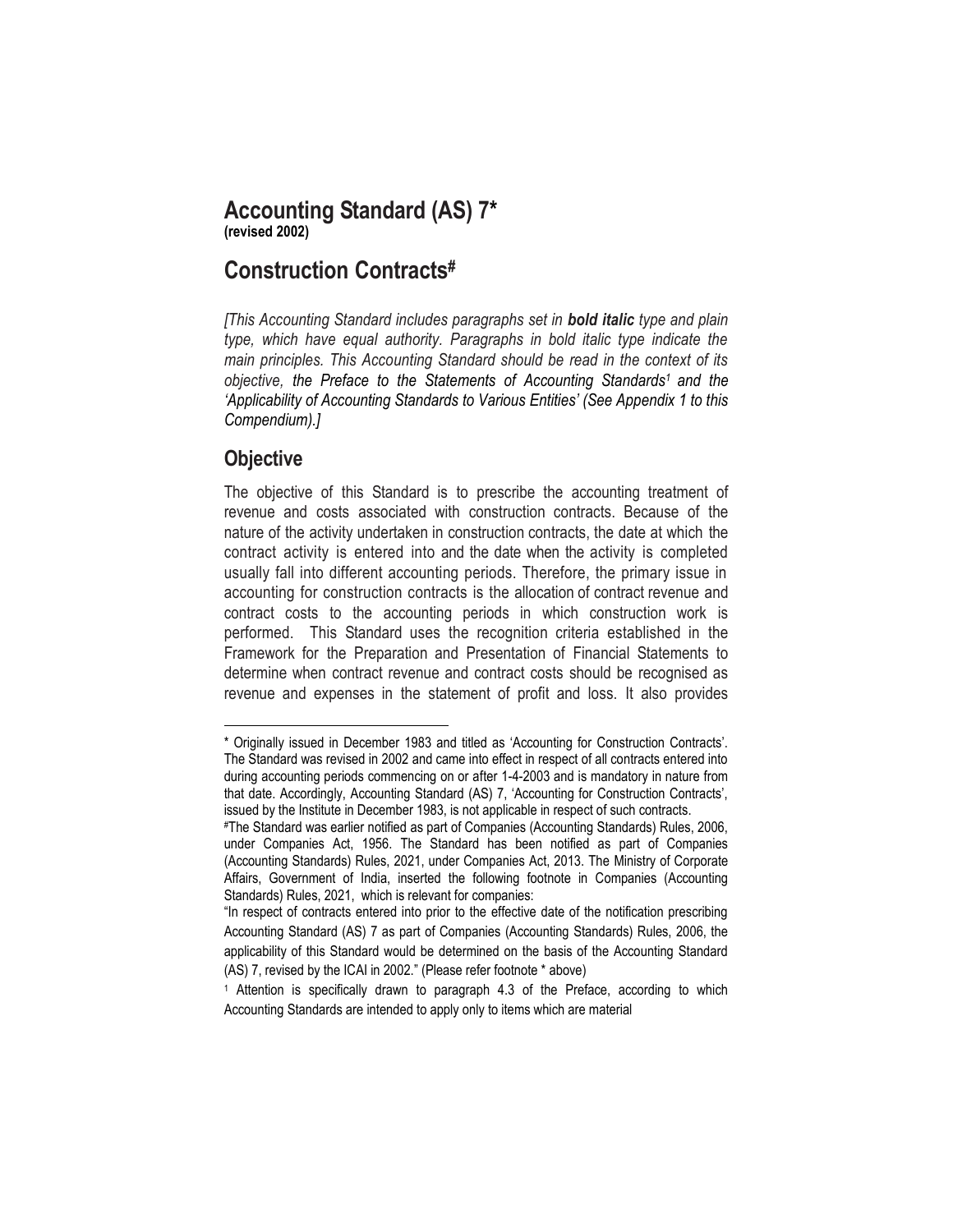# Accounting Standard (AS) 7*

**(revised 2002)**

# Construction Contracts#

*[This Accounting Standard includes paragraphs set in **bold italic** type and plain type, which have equal authority. Paragraphs in bold italic type indicate the main principles. This Accounting Standard should be read in the context of its objective, the Preface to the Statements of Accounting Standards[1] and the 'Applicability of Accounting Standards to Various Entities' (See Appendix 1 to this Compendium).]*

## Objective

The objective of this Standard is to prescribe the accounting treatment of revenue and costs associated with construction contracts. Because of the nature of the activity undertaken in construction contracts, the date at which the contract activity is entered into and the date when the activity is completed usually fall into different accounting periods. Therefore, the primary issue in accounting for construction contracts is the allocation of contract revenue and contract costs to the accounting periods in which construction work is performed. This Standard uses the recognition criteria established in the Framework for the Preparation and Presentation of Financial Statements to determine when contract revenue and contract costs should be recognised as revenue and expenses in the statement of profit and loss. It also provides

---

* Originally issued in December 1983 and titled as 'Accounting for Construction Contracts'. The Standard was revised in 2002 and came into effect in respect of all contracts entered into during accounting periods commencing on or after 1-4-2003 and is mandatory in nature from that date. Accordingly, Accounting Standard (AS) 7, 'Accounting for Construction Contracts', issued by the Institute in December 1983, is not applicable in respect of such contracts.

# The Standard was earlier notified as part of Companies (Accounting Standards) Rules, 2006, under Companies Act, 1956. The Standard has been notified as part of Companies (Accounting Standards) Rules, 2021, under Companies Act, 2013. The Ministry of Corporate Affairs, Government of India, inserted the following footnote in Companies (Accounting Standards) Rules, 2021, which is relevant for companies:

"In respect of contracts entered into prior to the effective date of the notification prescribing Accounting Standard (AS) 7 as part of Companies (Accounting Standards) Rules, 2006, the applicability of this Standard would be determined on the basis of the Accounting Standard (AS) 7, revised by the ICAI in 2002." (Please refer footnote * above)

[1] Attention is specifically drawn to paragraph 4.3 of the Preface, according to which Accounting Standards are intended to apply only to items which are material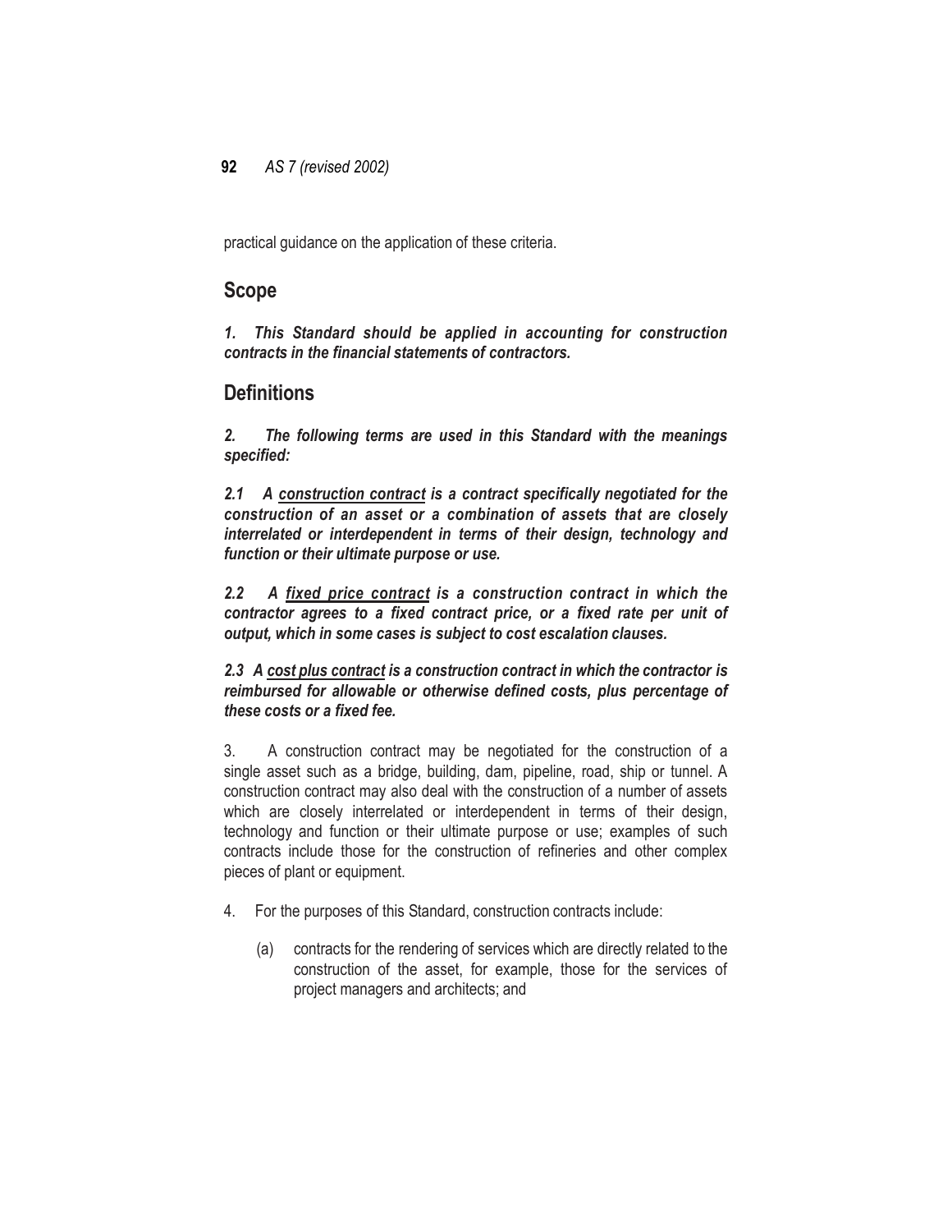practical guidance on the application of these criteria.

## Scope

***1. This Standard should be applied in accounting for construction contracts in the financial statements of contractors.***

## Definitions

***2. The following terms are used in this Standard with the meanings specified:***

***2.1 A <u>construction contract</u> is a contract specifically negotiated for the construction of an asset or a combination of assets that are closely interrelated or interdependent in terms of their design, technology and function or their ultimate purpose or use.***

***2.2 A <u>fixed price contract</u> is a construction contract in which the contractor agrees to a fixed contract price, or a fixed rate per unit of output, which in some cases is subject to cost escalation clauses.***

***2.3 A <u>cost plus contract</u> is a construction contract in which the contractor is reimbursed for allowable or otherwise defined costs, plus percentage of these costs or a fixed fee.***

3. A construction contract may be negotiated for the construction of a single asset such as a bridge, building, dam, pipeline, road, ship or tunnel. A construction contract may also deal with the construction of a number of assets which are closely interrelated or interdependent in terms of their design, technology and function or their ultimate purpose or use; examples of such contracts include those for the construction of refineries and other complex pieces of plant or equipment.

4. For the purposes of this Standard, construction contracts include:

   (a) contracts for the rendering of services which are directly related to the construction of the asset, for example, those for the services of project managers and architects; and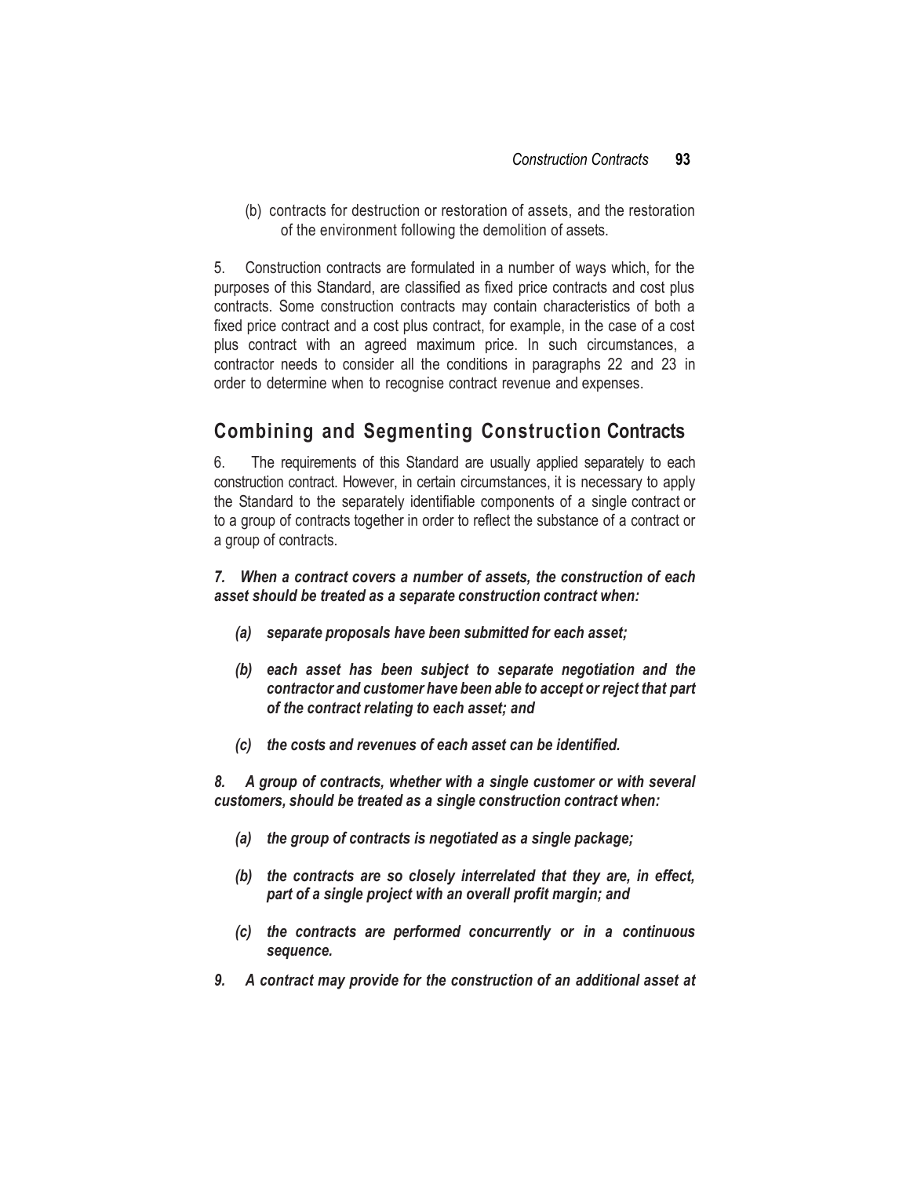(b) contracts for destruction or restoration of assets, and the restoration of the environment following the demolition of assets.

5. Construction contracts are formulated in a number of ways which, for the purposes of this Standard, are classified as fixed price contracts and cost plus contracts. Some construction contracts may contain characteristics of both a fixed price contract and a cost plus contract, for example, in the case of a cost plus contract with an agreed maximum price. In such circumstances, a contractor needs to consider all the conditions in paragraphs 22 and 23 in order to determine when to recognise contract revenue and expenses.

## Combining and Segmenting Construction Contracts

6. The requirements of this Standard are usually applied separately to each construction contract. However, in certain circumstances, it is necessary to apply the Standard to the separately identifiable components of a single contract or to a group of contracts together in order to reflect the substance of a contract or a group of contracts.

***7. When a contract covers a number of assets, the construction of each asset should be treated as a separate construction contract when:***

- ***(a) separate proposals have been submitted for each asset;***
- ***(b) each asset has been subject to separate negotiation and the contractor and customer have been able to accept or reject that part of the contract relating to each asset; and***
- ***(c) the costs and revenues of each asset can be identified.***

***8. A group of contracts, whether with a single customer or with several customers, should be treated as a single construction contract when:***

- ***(a) the group of contracts is negotiated as a single package;***
- ***(b) the contracts are so closely interrelated that they are, in effect, part of a single project with an overall profit margin; and***
- ***(c) the contracts are performed concurrently or in a continuous sequence.***

***9. A contract may provide for the construction of an additional asset at***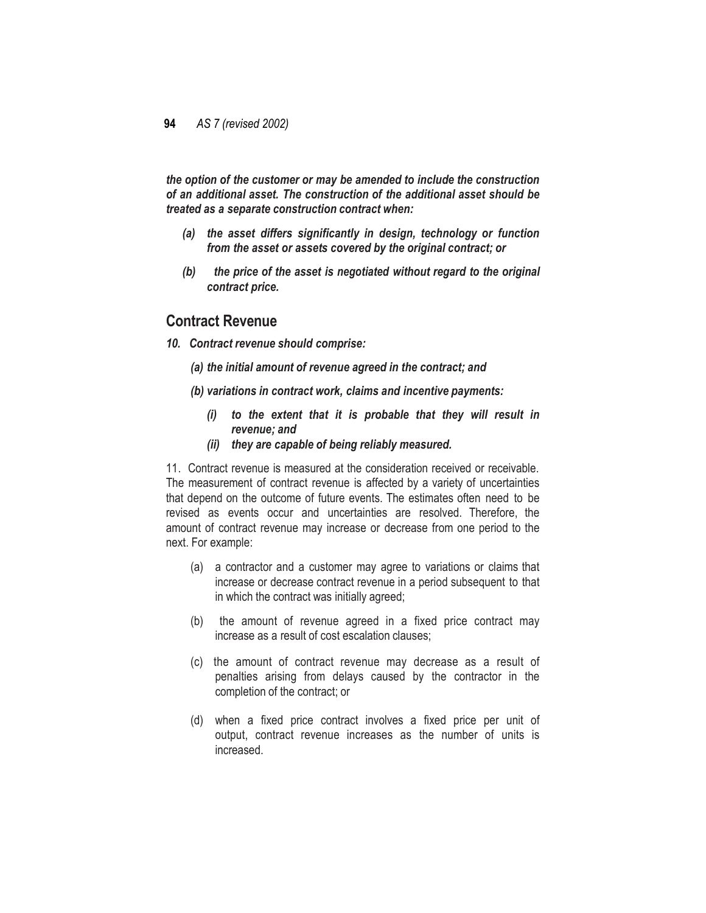***the option of the customer or may be amended to include the construction of an additional asset. The construction of the additional asset should be treated as a separate construction contract when:***

- ***(a) the asset differs significantly in design, technology or function from the asset or assets covered by the original contract; or***
- ***(b) the price of the asset is negotiated without regard to the original contract price.***

## Contract Revenue

***10. Contract revenue should comprise:***

- ***(a) the initial amount of revenue agreed in the contract; and***
- ***(b) variations in contract work, claims and incentive payments:***
  - ***(i) to the extent that it is probable that they will result in revenue; and***
  - ***(ii) they are capable of being reliably measured.***

11. Contract revenue is measured at the consideration received or receivable. The measurement of contract revenue is affected by a variety of uncertainties that depend on the outcome of future events. The estimates often need to be revised as events occur and uncertainties are resolved. Therefore, the amount of contract revenue may increase or decrease from one period to the next. For example:

- (a) a contractor and a customer may agree to variations or claims that increase or decrease contract revenue in a period subsequent to that in which the contract was initially agreed;
- (b) the amount of revenue agreed in a fixed price contract may increase as a result of cost escalation clauses;
- (c) the amount of contract revenue may decrease as a result of penalties arising from delays caused by the contractor in the completion of the contract; or
- (d) when a fixed price contract involves a fixed price per unit of output, contract revenue increases as the number of units is increased.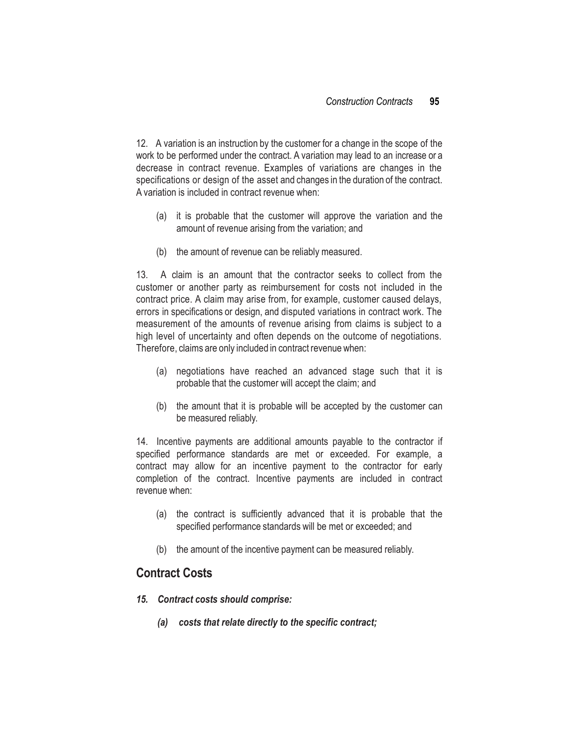12. A variation is an instruction by the customer for a change in the scope of the work to be performed under the contract. A variation may lead to an increase or a decrease in contract revenue. Examples of variations are changes in the specifications or design of the asset and changes in the duration of the contract. A variation is included in contract revenue when:

(a) it is probable that the customer will approve the variation and the amount of revenue arising from the variation; and

(b) the amount of revenue can be reliably measured.

13. A claim is an amount that the contractor seeks to collect from the customer or another party as reimbursement for costs not included in the contract price. A claim may arise from, for example, customer caused delays, errors in specifications or design, and disputed variations in contract work. The measurement of the amounts of revenue arising from claims is subject to a high level of uncertainty and often depends on the outcome of negotiations. Therefore, claims are only included in contract revenue when:

(a) negotiations have reached an advanced stage such that it is probable that the customer will accept the claim; and

(b) the amount that it is probable will be accepted by the customer can be measured reliably.

14. Incentive payments are additional amounts payable to the contractor if specified performance standards are met or exceeded. For example, a contract may allow for an incentive payment to the contractor for early completion of the contract. Incentive payments are included in contract revenue when:

(a) the contract is sufficiently advanced that it is probable that the specified performance standards will be met or exceeded; and

(b) the amount of the incentive payment can be measured reliably.

## Contract Costs

***15. Contract costs should comprise:***

***(a) costs that relate directly to the specific contract;***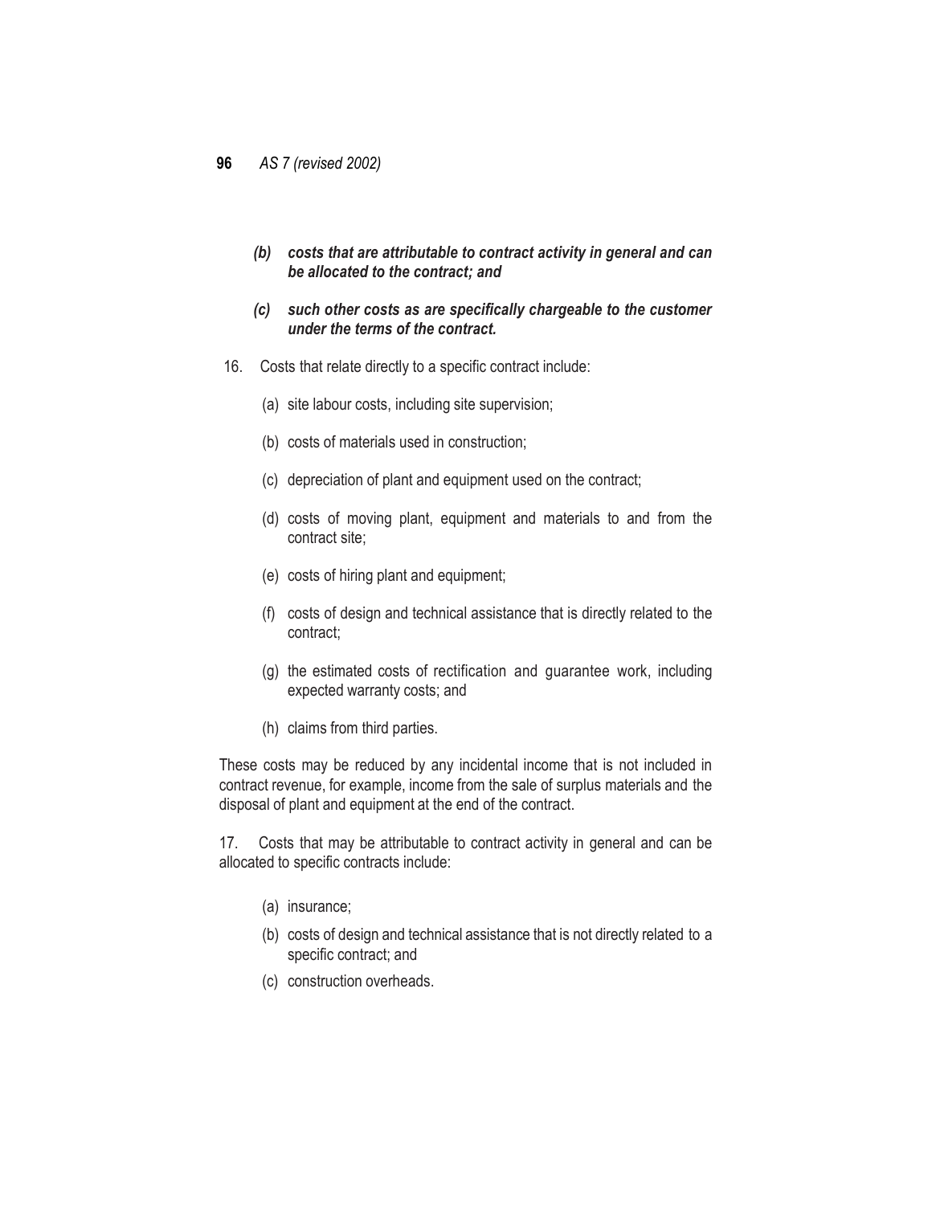*(b) costs that are attributable to contract activity in general and can be allocated to the contract; and*

***(c) such other costs as are specifically chargeable to the customer under the terms of the contract.***

16. Costs that relate directly to a specific contract include:

(a) site labour costs, including site supervision;

(b) costs of materials used in construction;

(c) depreciation of plant and equipment used on the contract;

(d) costs of moving plant, equipment and materials to and from the contract site;

(e) costs of hiring plant and equipment;

(f) costs of design and technical assistance that is directly related to the contract;

(g) the estimated costs of rectification and guarantee work, including expected warranty costs; and

(h) claims from third parties.

These costs may be reduced by any incidental income that is not included in contract revenue, for example, income from the sale of surplus materials and the disposal of plant and equipment at the end of the contract.

17. Costs that may be attributable to contract activity in general and can be allocated to specific contracts include:

(a) insurance;

(b) costs of design and technical assistance that is not directly related to a specific contract; and

(c) construction overheads.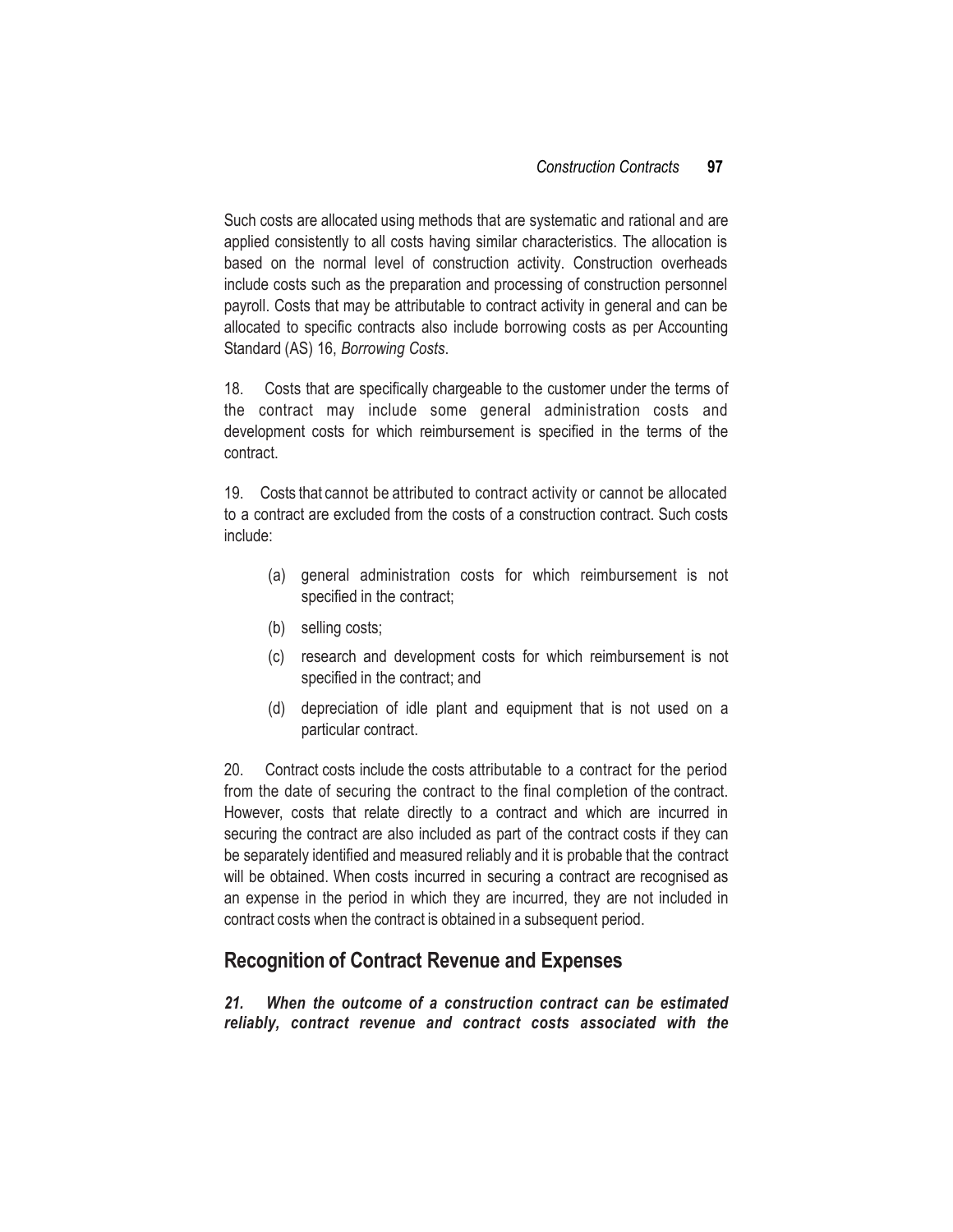Such costs are allocated using methods that are systematic and rational and are applied consistently to all costs having similar characteristics. The allocation is based on the normal level of construction activity. Construction overheads include costs such as the preparation and processing of construction personnel payroll. Costs that may be attributable to contract activity in general and can be allocated to specific contracts also include borrowing costs as per Accounting Standard (AS) 16, *Borrowing Costs*.

18. Costs that are specifically chargeable to the customer under the terms of the contract may include some general administration costs and development costs for which reimbursement is specified in the terms of the contract.

19. Costs that cannot be attributed to contract activity or cannot be allocated to a contract are excluded from the costs of a construction contract. Such costs include:

(a) general administration costs for which reimbursement is not specified in the contract;

(b) selling costs;

(c) research and development costs for which reimbursement is not specified in the contract; and

(d) depreciation of idle plant and equipment that is not used on a particular contract.

20. Contract costs include the costs attributable to a contract for the period from the date of securing the contract to the final completion of the contract. However, costs that relate directly to a contract and which are incurred in securing the contract are also included as part of the contract costs if they can be separately identified and measured reliably and it is probable that the contract will be obtained. When costs incurred in securing a contract are recognised as an expense in the period in which they are incurred, they are not included in contract costs when the contract is obtained in a subsequent period.

## Recognition of Contract Revenue and Expenses

***21. When the outcome of a construction contract can be estimated reliably, contract revenue and contract costs associated with the***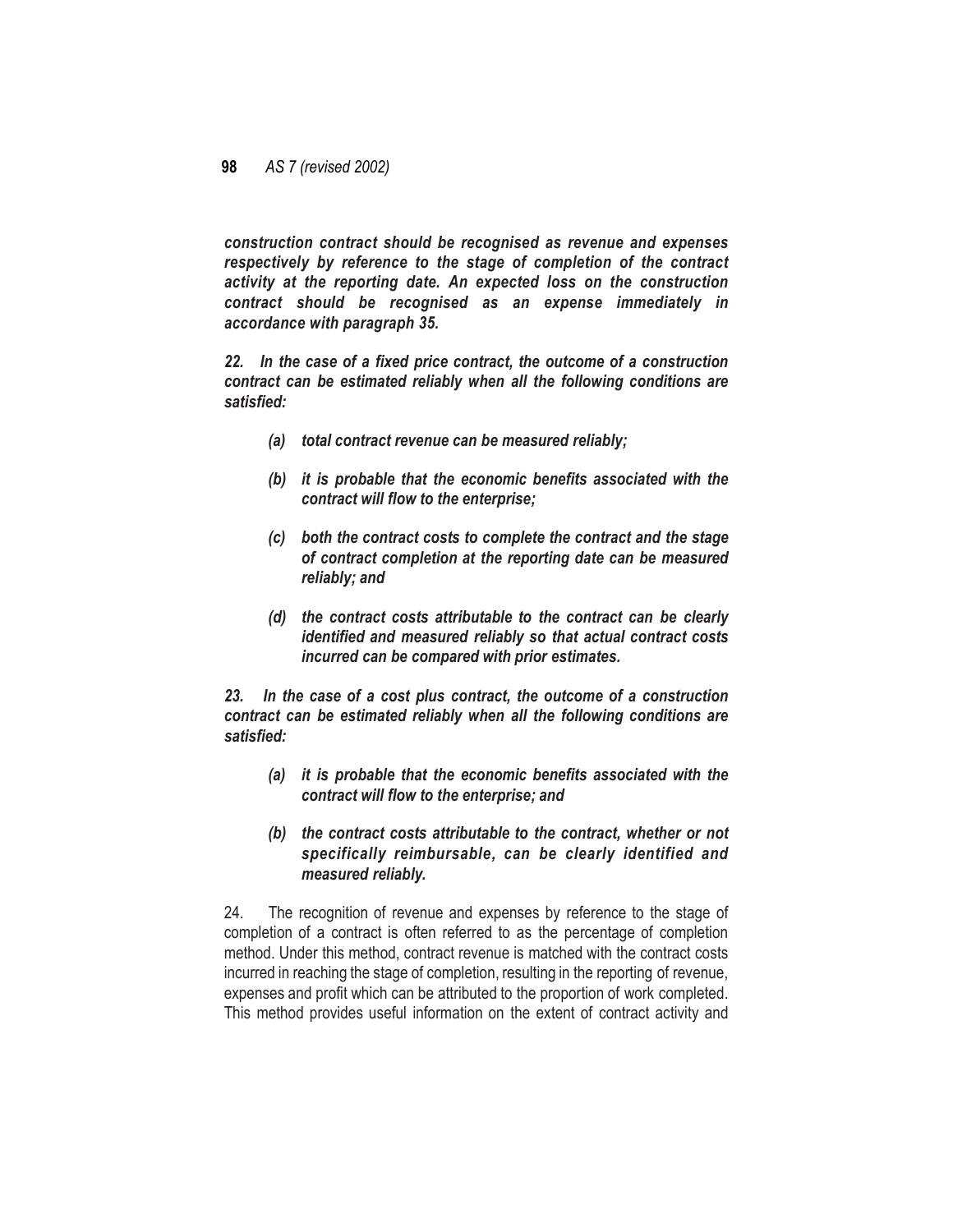***construction contract should be recognised as revenue and expenses respectively by reference to the stage of completion of the contract activity at the reporting date. An expected loss on the construction contract should be recognised as an expense immediately in accordance with paragraph 35.***

***22. In the case of a fixed price contract, the outcome of a construction contract can be estimated reliably when all the following conditions are satisfied:***

- ***(a) total contract revenue can be measured reliably;***
- ***(b) it is probable that the economic benefits associated with the contract will flow to the enterprise;***
- ***(c) both the contract costs to complete the contract and the stage of contract completion at the reporting date can be measured reliably; and***
- ***(d) the contract costs attributable to the contract can be clearly identified and measured reliably so that actual contract costs incurred can be compared with prior estimates.***

***23. In the case of a cost plus contract, the outcome of a construction contract can be estimated reliably when all the following conditions are satisfied:***

- ***(a) it is probable that the economic benefits associated with the contract will flow to the enterprise; and***
- ***(b) the contract costs attributable to the contract, whether or not specifically reimbursable, can be clearly identified and measured reliably.***

24. The recognition of revenue and expenses by reference to the stage of completion of a contract is often referred to as the percentage of completion method. Under this method, contract revenue is matched with the contract costs incurred in reaching the stage of completion, resulting in the reporting of revenue, expenses and profit which can be attributed to the proportion of work completed. This method provides useful information on the extent of contract activity and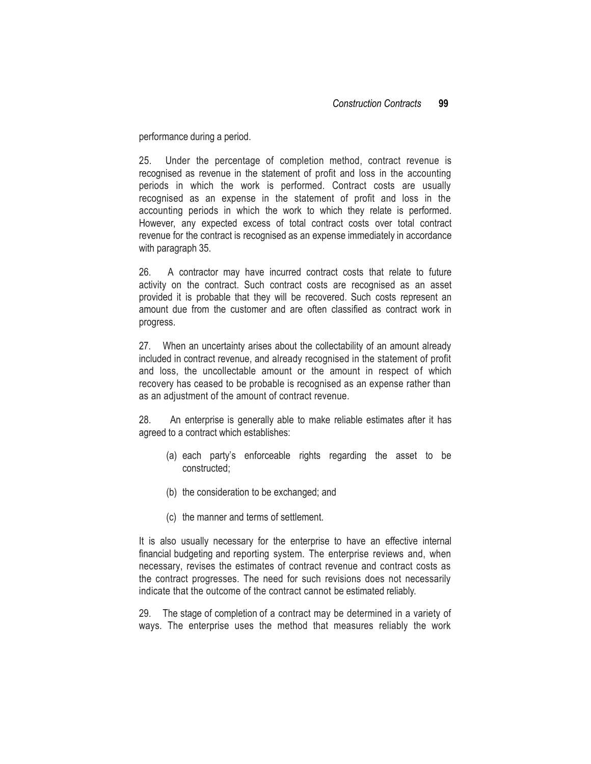performance during a period.

25. Under the percentage of completion method, contract revenue is recognised as revenue in the statement of profit and loss in the accounting periods in which the work is performed. Contract costs are usually recognised as an expense in the statement of profit and loss in the accounting periods in which the work to which they relate is performed. However, any expected excess of total contract costs over total contract revenue for the contract is recognised as an expense immediately in accordance with paragraph 35.

26. A contractor may have incurred contract costs that relate to future activity on the contract. Such contract costs are recognised as an asset provided it is probable that they will be recovered. Such costs represent an amount due from the customer and are often classified as contract work in progress.

27. When an uncertainty arises about the collectability of an amount already included in contract revenue, and already recognised in the statement of profit and loss, the uncollectable amount or the amount in respect of which recovery has ceased to be probable is recognised as an expense rather than as an adjustment of the amount of contract revenue.

28. An enterprise is generally able to make reliable estimates after it has agreed to a contract which establishes:

(a) each party's enforceable rights regarding the asset to be constructed;

(b) the consideration to be exchanged; and

(c) the manner and terms of settlement.

It is also usually necessary for the enterprise to have an effective internal financial budgeting and reporting system. The enterprise reviews and, when necessary, revises the estimates of contract revenue and contract costs as the contract progresses. The need for such revisions does not necessarily indicate that the outcome of the contract cannot be estimated reliably.

29. The stage of completion of a contract may be determined in a variety of ways. The enterprise uses the method that measures reliably the work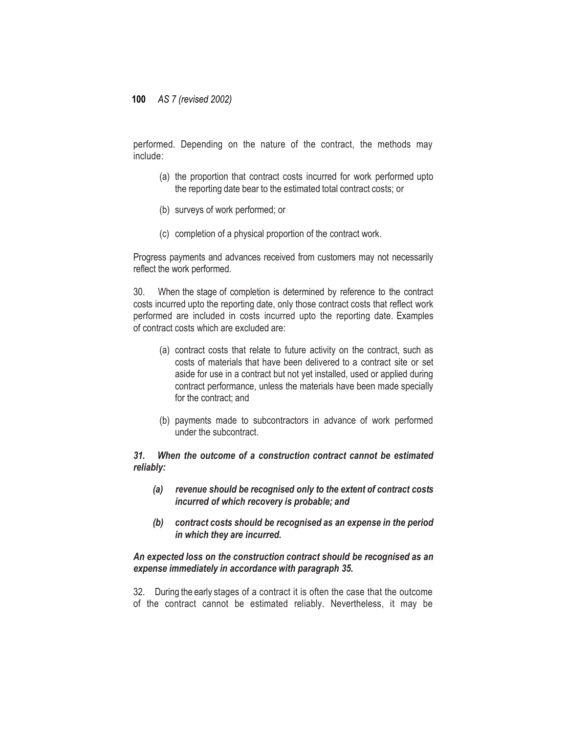performed. Depending on the nature of the contract, the methods may include:

(a) the proportion that contract costs incurred for work performed upto the reporting date bear to the estimated total contract costs; or

(b) surveys of work performed; or

(c) completion of a physical proportion of the contract work.

Progress payments and advances received from customers may not necessarily reflect the work performed.

30. When the stage of completion is determined by reference to the contract costs incurred upto the reporting date, only those contract costs that reflect work performed are included in costs incurred upto the reporting date. Examples of contract costs which are excluded are:

(a) contract costs that relate to future activity on the contract, such as costs of materials that have been delivered to a contract site or set aside for use in a contract but not yet installed, used or applied during contract performance, unless the materials have been made specially for the contract; and

(b) payments made to subcontractors in advance of work performed under the subcontract.

***31. When the outcome of a construction contract cannot be estimated reliably:***

***(a) revenue should be recognised only to the extent of contract costs incurred of which recovery is probable; and***

***(b) contract costs should be recognised as an expense in the period in which they are incurred.***

***An expected loss on the construction contract should be recognised as an expense immediately in accordance with paragraph 35.***

32. During the early stages of a contract it is often the case that the outcome of the contract cannot be estimated reliably. Nevertheless, it may be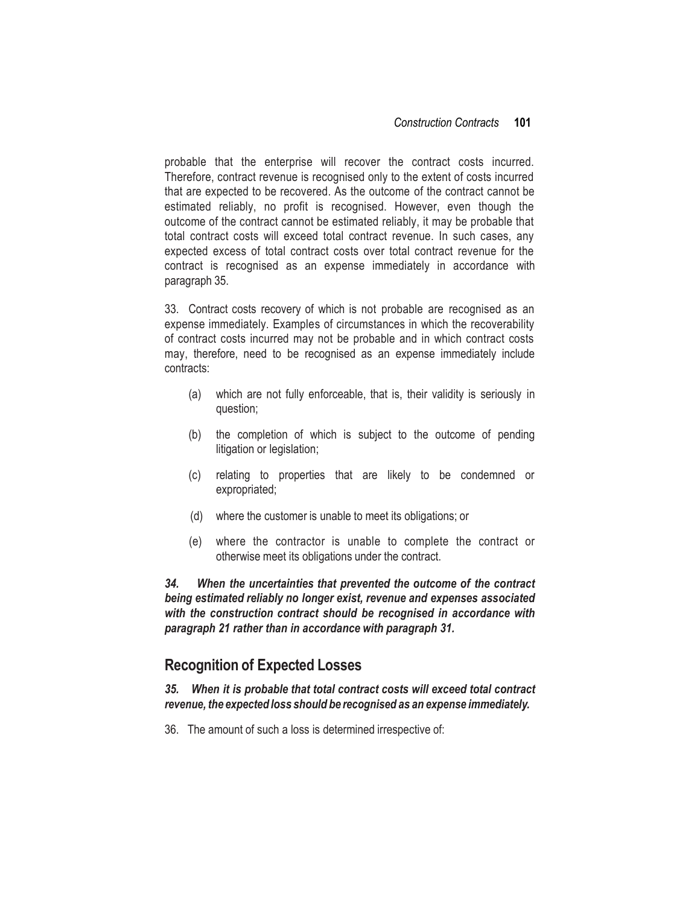probable that the enterprise will recover the contract costs incurred. Therefore, contract revenue is recognised only to the extent of costs incurred that are expected to be recovered. As the outcome of the contract cannot be estimated reliably, no profit is recognised. However, even though the outcome of the contract cannot be estimated reliably, it may be probable that total contract costs will exceed total contract revenue. In such cases, any expected excess of total contract costs over total contract revenue for the contract is recognised as an expense immediately in accordance with paragraph 35.

33. Contract costs recovery of which is not probable are recognised as an expense immediately. Examples of circumstances in which the recoverability of contract costs incurred may not be probable and in which contract costs may, therefore, need to be recognised as an expense immediately include contracts:

(a) which are not fully enforceable, that is, their validity is seriously in question;

(b) the completion of which is subject to the outcome of pending litigation or legislation;

(c) relating to properties that are likely to be condemned or expropriated;

(d) where the customer is unable to meet its obligations; or

(e) where the contractor is unable to complete the contract or otherwise meet its obligations under the contract.

***34. When the uncertainties that prevented the outcome of the contract being estimated reliably no longer exist, revenue and expenses associated with the construction contract should be recognised in accordance with paragraph 21 rather than in accordance with paragraph 31.***

## Recognition of Expected Losses

***35. When it is probable that total contract costs will exceed total contract revenue, the expected loss should be recognised as an expense immediately.***

36. The amount of such a loss is determined irrespective of: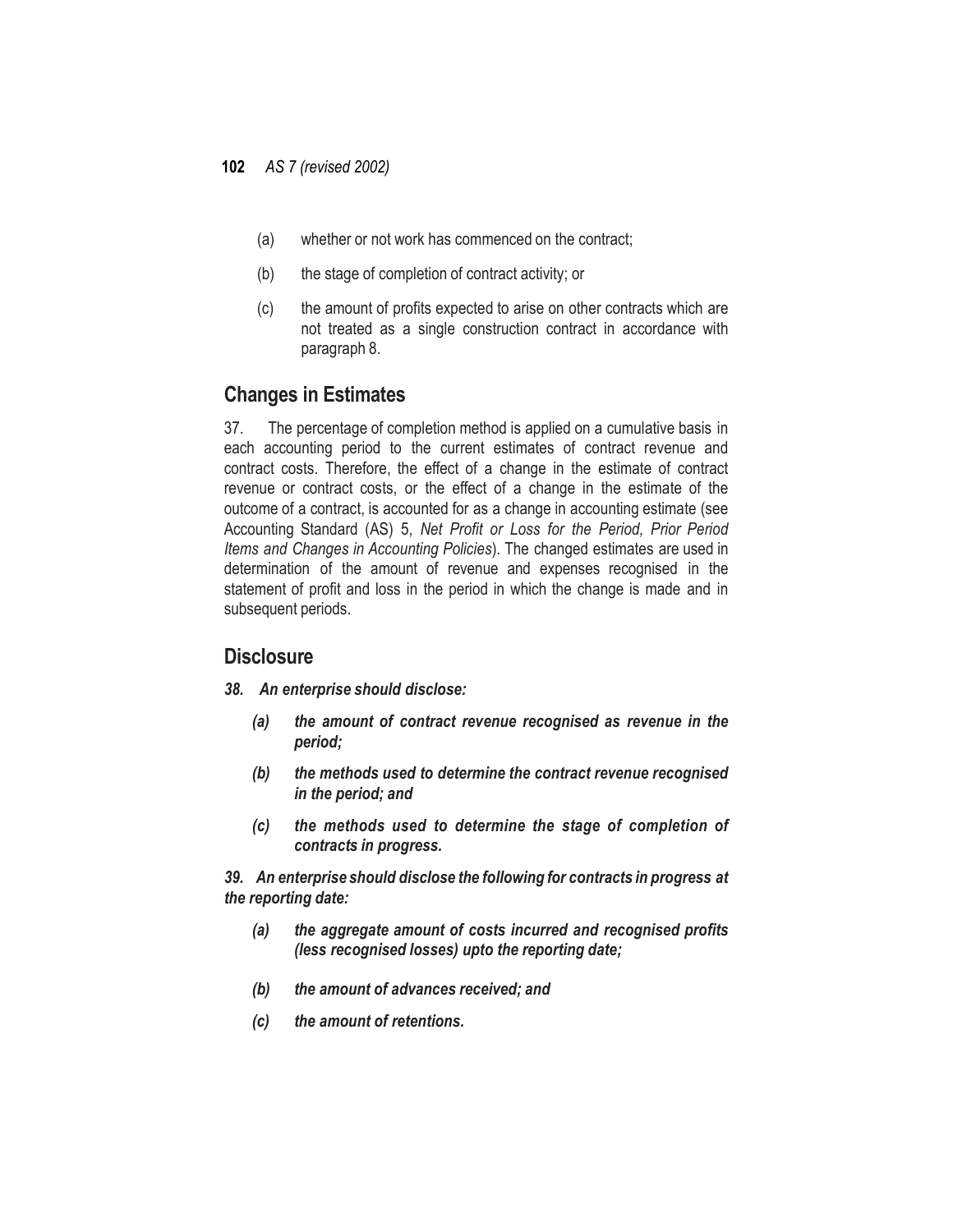(a) whether or not work has commenced on the contract;

(b) the stage of completion of contract activity; or

(c) the amount of profits expected to arise on other contracts which are not treated as a single construction contract in accordance with paragraph 8.

## Changes in Estimates

37. The percentage of completion method is applied on a cumulative basis in each accounting period to the current estimates of contract revenue and contract costs. Therefore, the effect of a change in the estimate of contract revenue or contract costs, or the effect of a change in the estimate of the outcome of a contract, is accounted for as a change in accounting estimate (see Accounting Standard (AS) 5, *Net Profit or Loss for the Period, Prior Period Items and Changes in Accounting Policies*). The changed estimates are used in determination of the amount of revenue and expenses recognised in the statement of profit and loss in the period in which the change is made and in subsequent periods.

## Disclosure

***38. An enterprise should disclose:***

***(a) the amount of contract revenue recognised as revenue in the period;***

***(b) the methods used to determine the contract revenue recognised in the period; and***

***(c) the methods used to determine the stage of completion of contracts in progress.***

***39. An enterprise should disclose the following for contracts in progress at the reporting date:***

***(a) the aggregate amount of costs incurred and recognised profits (less recognised losses) upto the reporting date;***

***(b) the amount of advances received; and***

***(c) the amount of retentions.***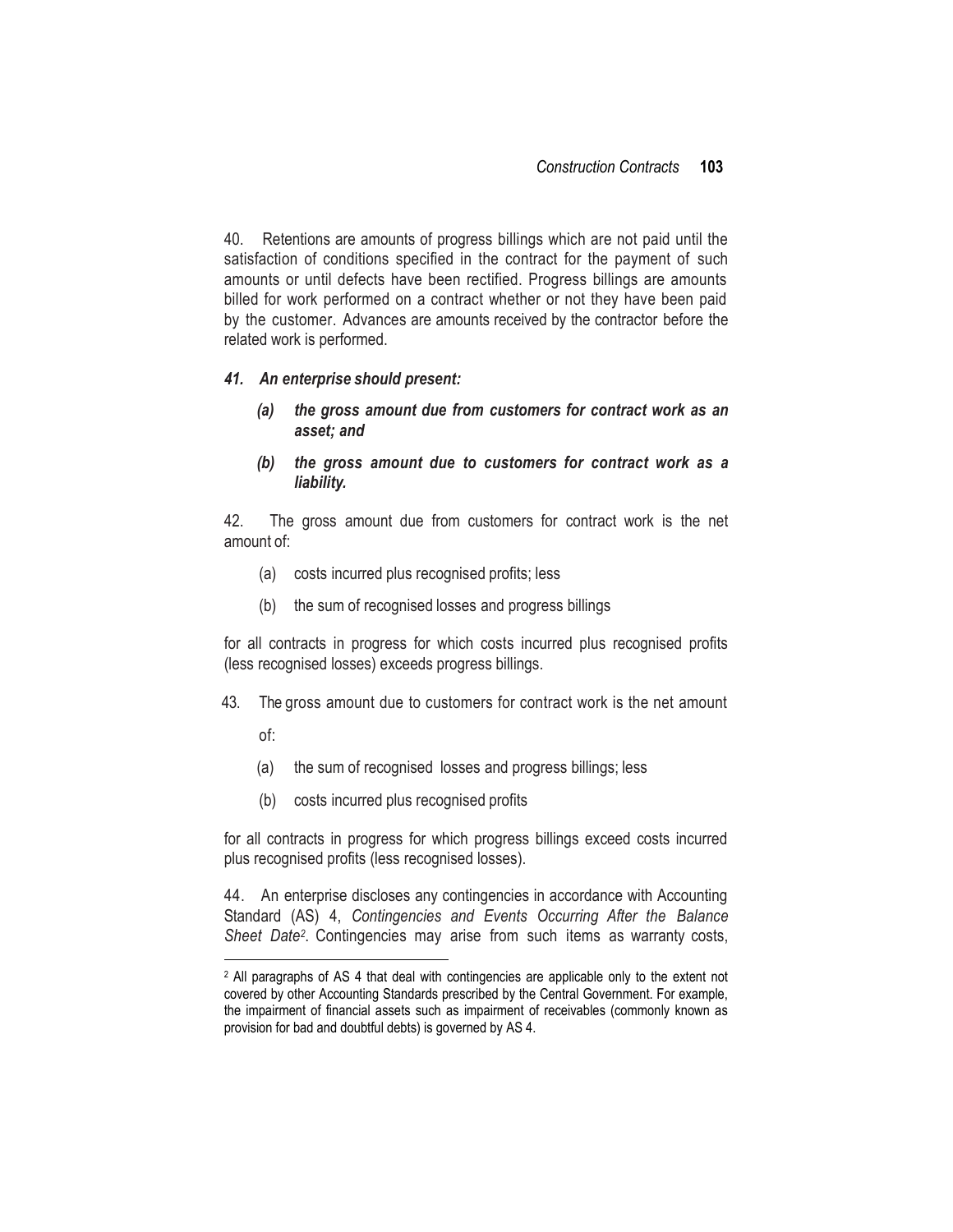40. Retentions are amounts of progress billings which are not paid until the satisfaction of conditions specified in the contract for the payment of such amounts or until defects have been rectified. Progress billings are amounts billed for work performed on a contract whether or not they have been paid by the customer. Advances are amounts received by the contractor before the related work is performed.

***41. An enterprise should present:***

***(a) the gross amount due from customers for contract work as an asset; and***

***(b) the gross amount due to customers for contract work as a liability.***

42. The gross amount due from customers for contract work is the net amount of:

(a) costs incurred plus recognised profits; less

(b) the sum of recognised losses and progress billings

for all contracts in progress for which costs incurred plus recognised profits (less recognised losses) exceeds progress billings.

43. The gross amount due to customers for contract work is the net amount of:

(a) the sum of recognised losses and progress billings; less

(b) costs incurred plus recognised profits

for all contracts in progress for which progress billings exceed costs incurred plus recognised profits (less recognised losses).

44. An enterprise discloses any contingencies in accordance with Accounting Standard (AS) 4, *Contingencies and Events Occurring After the Balance Sheet Date*[2]. Contingencies may arise from such items as warranty costs,

[2] All paragraphs of AS 4 that deal with contingencies are applicable only to the extent not covered by other Accounting Standards prescribed by the Central Government. For example, the impairment of financial assets such as impairment of receivables (commonly known as provision for bad and doubtful debts) is governed by AS 4.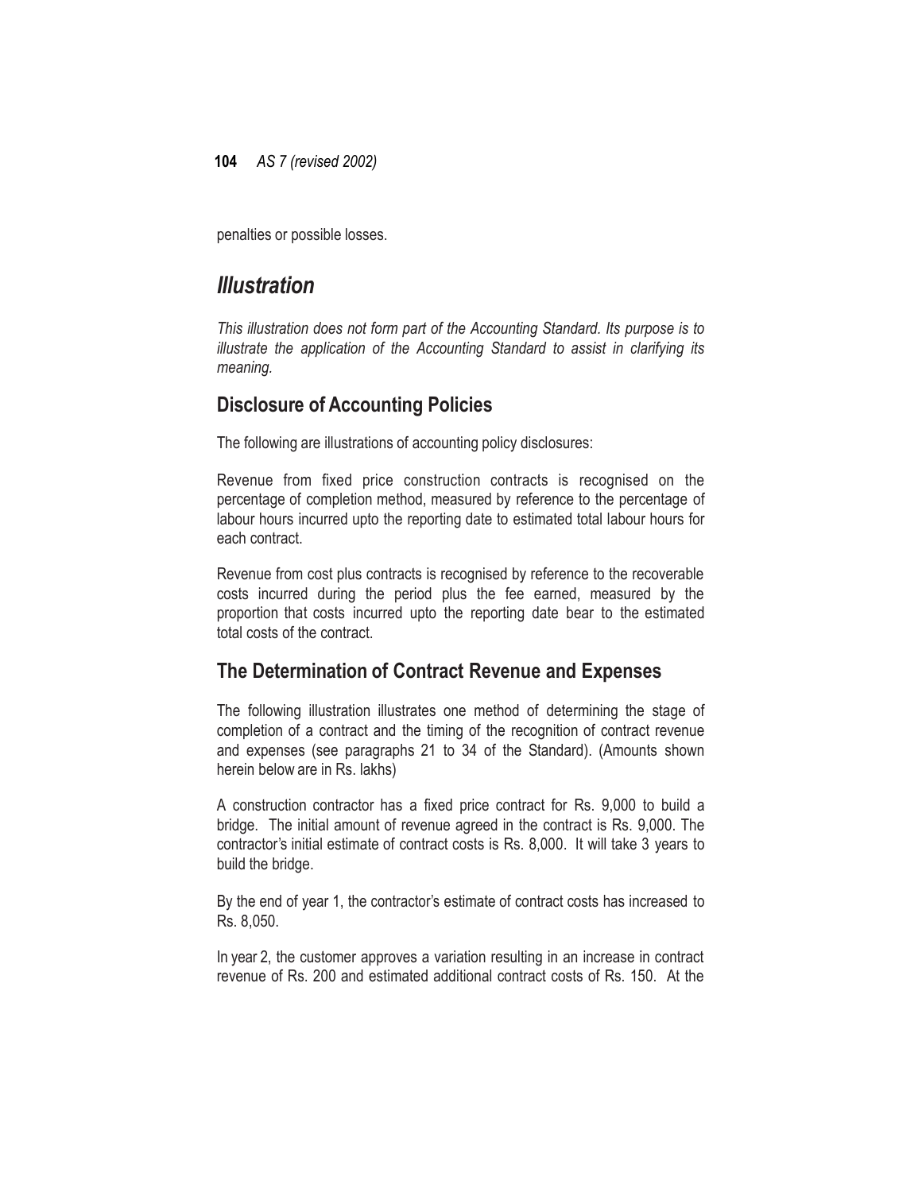penalties or possible losses.

## *Illustration*

*This illustration does not form part of the Accounting Standard. Its purpose is to illustrate the application of the Accounting Standard to assist in clarifying its meaning.*

### Disclosure of Accounting Policies

The following are illustrations of accounting policy disclosures:

Revenue from fixed price construction contracts is recognised on the percentage of completion method, measured by reference to the percentage of labour hours incurred upto the reporting date to estimated total labour hours for each contract.

Revenue from cost plus contracts is recognised by reference to the recoverable costs incurred during the period plus the fee earned, measured by the proportion that costs incurred upto the reporting date bear to the estimated total costs of the contract.

### The Determination of Contract Revenue and Expenses

The following illustration illustrates one method of determining the stage of completion of a contract and the timing of the recognition of contract revenue and expenses (see paragraphs 21 to 34 of the Standard). (Amounts shown herein below are in Rs. lakhs)

A construction contractor has a fixed price contract for Rs. 9,000 to build a bridge. The initial amount of revenue agreed in the contract is Rs. 9,000. The contractor's initial estimate of contract costs is Rs. 8,000. It will take 3 years to build the bridge.

By the end of year 1, the contractor's estimate of contract costs has increased to Rs. 8,050.

In year 2, the customer approves a variation resulting in an increase in contract revenue of Rs. 200 and estimated additional contract costs of Rs. 150. At the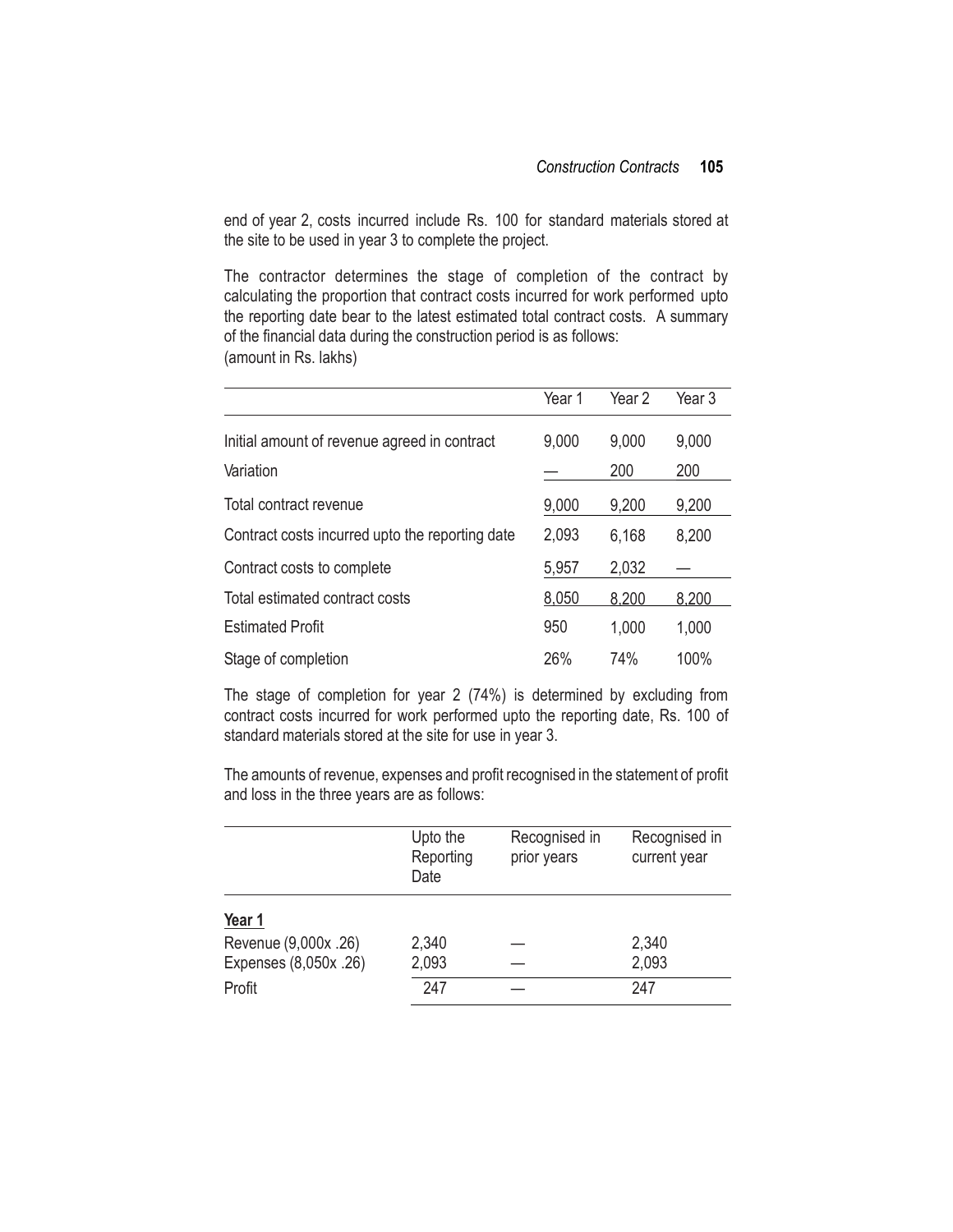end of year 2, costs incurred include Rs. 100 for standard materials stored at the site to be used in year 3 to complete the project.

The contractor determines the stage of completion of the contract by calculating the proportion that contract costs incurred for work performed upto the reporting date bear to the latest estimated total contract costs. A summary of the financial data during the construction period is as follows:
(amount in Rs. lakhs)

| | Year 1 | Year 2 | Year 3 |
|---|---|---|---|
| Initial amount of revenue agreed in contract | 9,000 | 9,000 | 9,000 |
| Variation | — | 200 | 200 |
| Total contract revenue | 9,000 | 9,200 | 9,200 |
| Contract costs incurred upto the reporting date | 2,093 | 6,168 | 8,200 |
| Contract costs to complete | 5,957 | 2,032 | — |
| Total estimated contract costs | 8,050 | 8,200 | 8,200 |
| Estimated Profit | 950 | 1,000 | 1,000 |
| Stage of completion | 26% | 74% | 100% |

The stage of completion for year 2 (74%) is determined by excluding from contract costs incurred for work performed upto the reporting date, Rs. 100 of standard materials stored at the site for use in year 3.

The amounts of revenue, expenses and profit recognised in the statement of profit and loss in the three years are as follows:

| | Upto the Reporting Date | Recognised in prior years | Recognised in current year |
|---|---|---|---|
| **Year 1** | | | |
| Revenue (9,000x .26) | 2,340 | — | 2,340 |
| Expenses (8,050x .26) | 2,093 | — | 2,093 |
| Profit | 247 | — | 247 |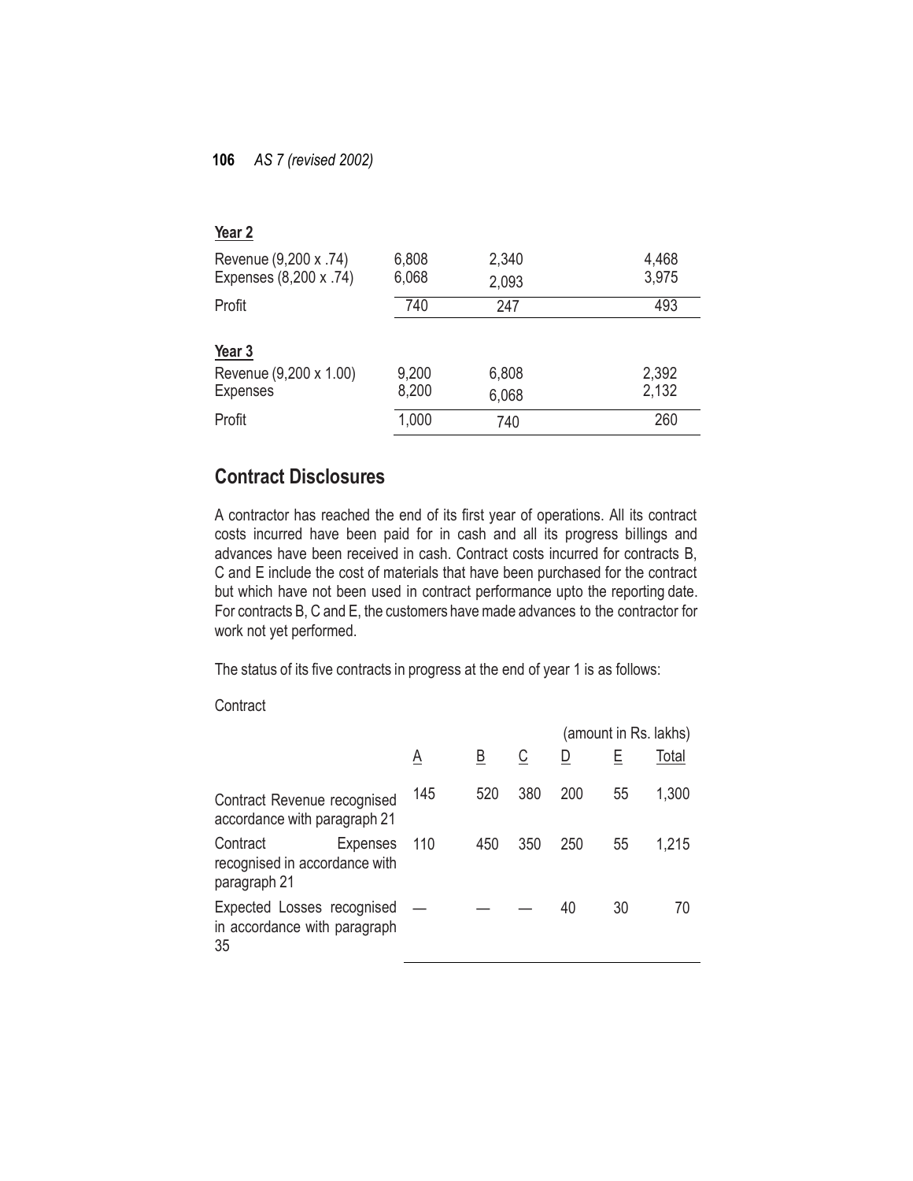**Year 2**

| | | | |
|---|---|---|---|
| Revenue (9,200 x .74) | 6,808 | 2,340 | 4,468 |
| Expenses (8,200 x .74) | 6,068 | 2,093 | 3,975 |
| Profit | 740 | 247 | 493 |

**Year 3**

| | | | |
|---|---|---|---|
| Revenue (9,200 x 1.00) | 9,200 | 6,808 | 2,392 |
| Expenses | 8,200 | 6,068 | 2,132 |
| Profit | 1,000 | 740 | 260 |

## Contract Disclosures

A contractor has reached the end of its first year of operations. All its contract costs incurred have been paid for in cash and all its progress billings and advances have been received in cash. Contract costs incurred for contracts B, C and E include the cost of materials that have been purchased for the contract but which have not been used in contract performance upto the reporting date. For contracts B, C and E, the customers have made advances to the contractor for work not yet performed.

The status of its five contracts in progress at the end of year 1 is as follows:

Contract

(amount in Rs. lakhs)

| | A | B | C | D | E | Total |
|---|---|---|---|---|---|---|
| Contract Revenue recognised accordance with paragraph 21 | 145 | 520 | 380 | 200 | 55 | 1,300 |
| Contract Expenses recognised in accordance with paragraph 21 | 110 | 450 | 350 | 250 | 55 | 1,215 |
| Expected Losses recognised in accordance with paragraph 35 | — | — | — | 40 | 30 | 70 |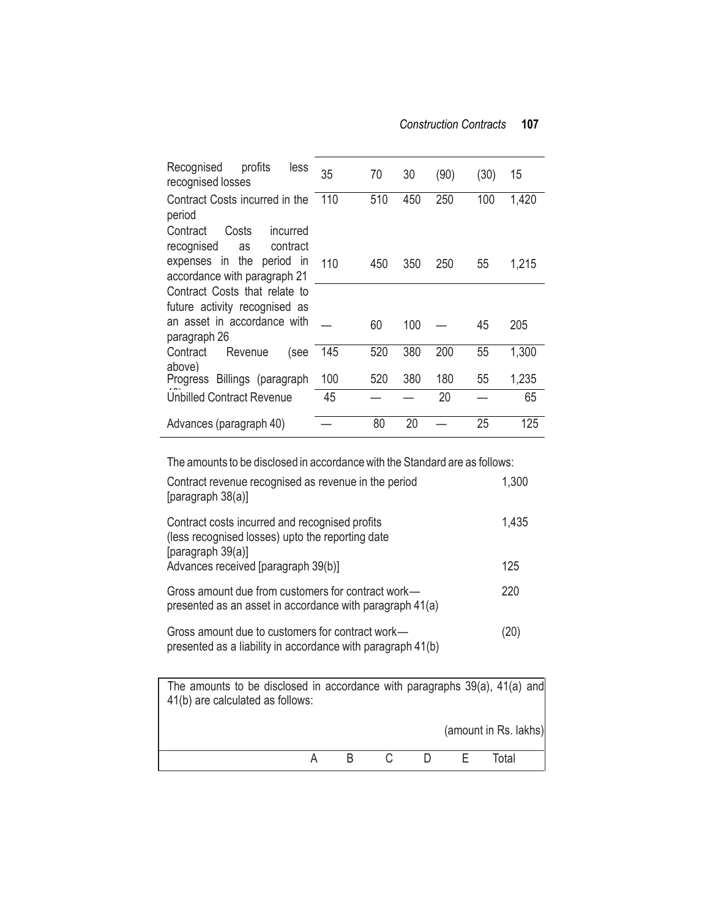| | A | B | C | D | E | Total |
|---|---|---|---|---|---|---|
| Recognised profits less recognised losses | 35 | 70 | 30 | (90) | (30) | 15 |
| Contract Costs incurred in the period | 110 | 510 | 450 | 250 | 100 | 1,420 |
| Contract Costs incurred recognised as contract expenses in the period in accordance with paragraph 21 | 110 | 450 | 350 | 250 | 55 | 1,215 |
| Contract Costs that relate to future activity recognised as an asset in accordance with paragraph 26 | — | 60 | 100 | — | 45 | 205 |
| Contract Revenue (see above) | 145 | 520 | 380 | 200 | 55 | 1,300 |
| Progress Billings (paragraph 40) | 100 | 520 | 380 | 180 | 55 | 1,235 |
| Unbilled Contract Revenue | 45 | — | — | 20 | — | 65 |
| Advances (paragraph 40) | — | 80 | 20 | — | 25 | 125 |

The amounts to be disclosed in accordance with the Standard are as follows:

| | |
|---|---|
| Contract revenue recognised as revenue in the period [paragraph 38(a)] | 1,300 |
| Contract costs incurred and recognised profits (less recognised losses) upto the reporting date [paragraph 39(a)] | 1,435 |
| Advances received [paragraph 39(b)] | 125 |
| Gross amount due from customers for contract work— presented as an asset in accordance with paragraph 41(a) | 220 |
| Gross amount due to customers for contract work— presented as a liability in accordance with paragraph 41(b) | (20) |

The amounts to be disclosed in accordance with paragraphs 39(a), 41(a) and 41(b) are calculated as follows:

(amount in Rs. lakhs)

| | A | B | C | D | E | Total |
|---|---|---|---|---|---|---|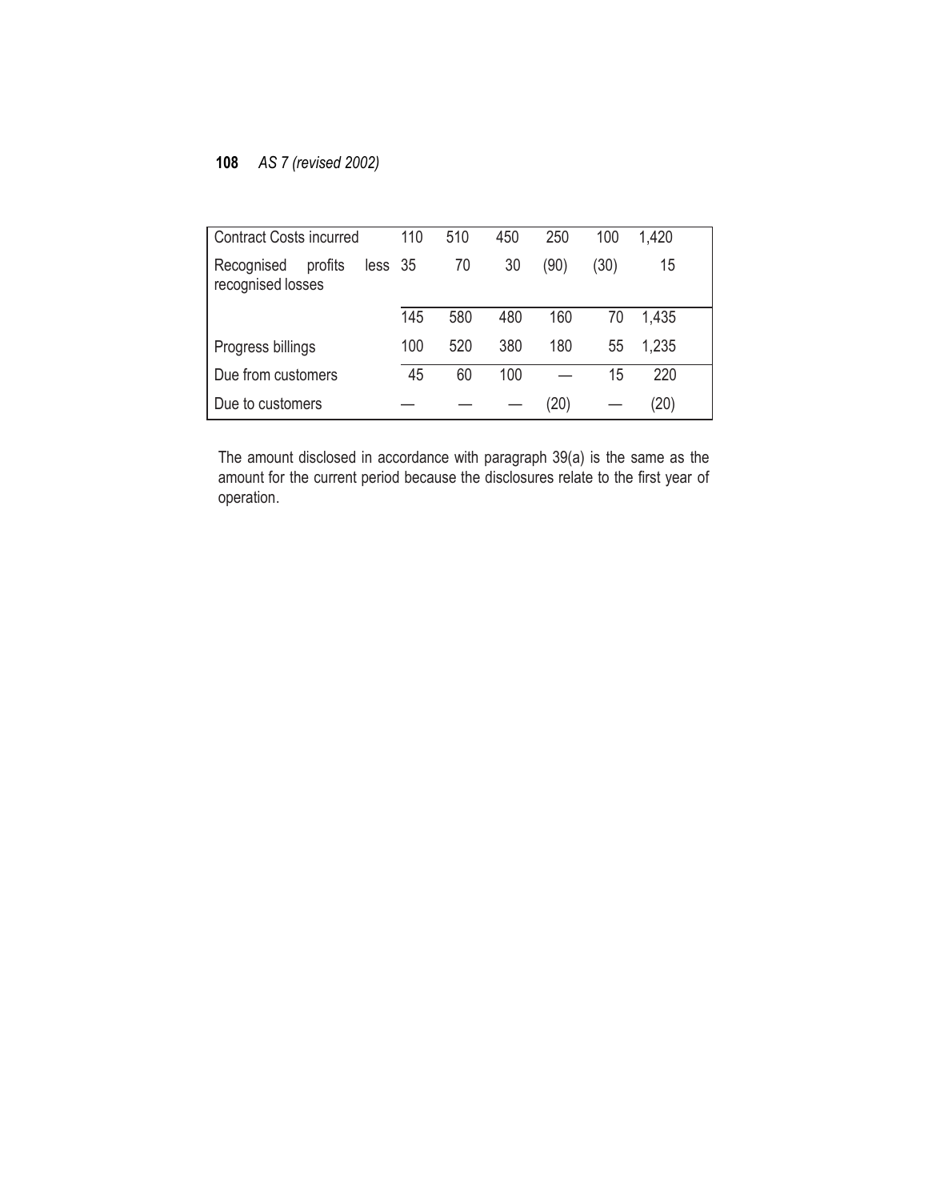| | | | | | | |
|---|---|---|---|---|---|---|
| Contract Costs incurred | 110 | 510 | 450 | 250 | 100 | 1,420 |
| Recognised profits less recognised losses | 35 | 70 | 30 | (90) | (30) | 15 |
| | 145 | 580 | 480 | 160 | 70 | 1,435 |
| Progress billings | 100 | 520 | 380 | 180 | 55 | 1,235 |
| Due from customers | 45 | 60 | 100 | — | 15 | 220 |
| Due to customers | — | — | — | (20) | — | (20) |

The amount disclosed in accordance with paragraph 39(a) is the same as the amount for the current period because the disclosures relate to the first year of operation.